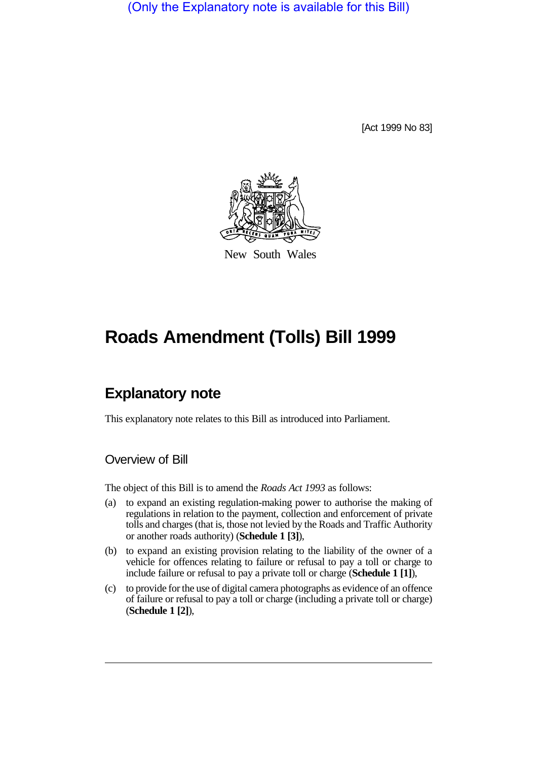(Only the Explanatory note is available for this Bill)

[Act 1999 No 83]

New South Wales

# Roads Amendment (Tolls) Bill 1999

## Explanatory note

This explanatory note relates to this Bill as introduced into Parliament.

### Overview of Bill

The object of this Bill is to amend the *Roads Act 1993* as follows:

(a) to expand an existing regulation-making power to authorise the making of regulations in relation to the payment, collection and enforcement of private tolls and charges (that is, those not levied by the Roads and Traffic Authority or another roads authority) (**Schedule 1 [3]**),

(b) to expand an existing provision relating to the liability of the owner of a vehicle for offences relating to failure or refusal to pay a toll or charge to include failure or refusal to pay a private toll or charge (**Schedule 1 [1]**),

(c) to provide for the use of digital camera photographs as evidence of an offence of failure or refusal to pay a toll or charge (including a private toll or charge) (**Schedule 1 [2]**),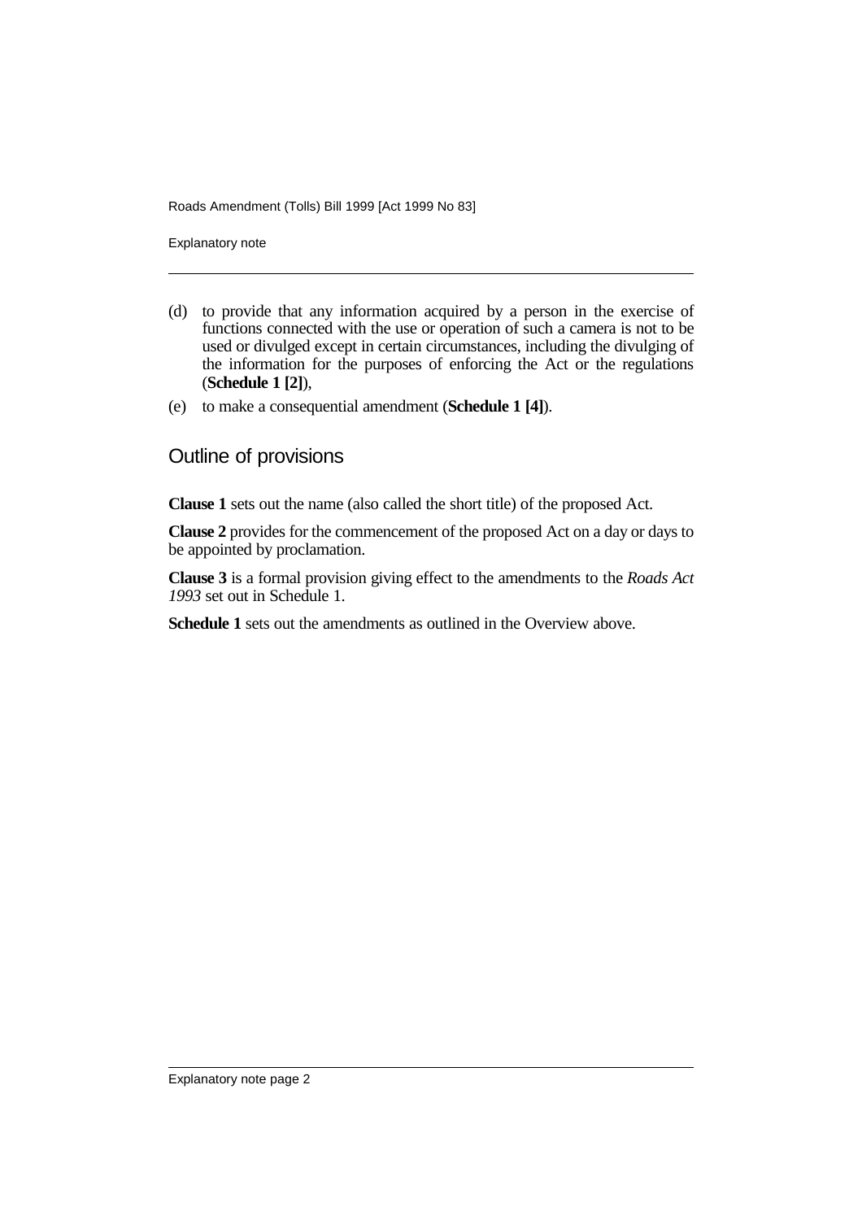(d) to provide that any information acquired by a person in the exercise of functions connected with the use or operation of such a camera is not to be used or divulged except in certain circumstances, including the divulging of the information for the purposes of enforcing the Act or the regulations (**Schedule 1 [2]**),

(e) to make a consequential amendment (**Schedule 1 [4]**).

## Outline of provisions

**Clause 1** sets out the name (also called the short title) of the proposed Act.

**Clause 2** provides for the commencement of the proposed Act on a day or days to be appointed by proclamation.

**Clause 3** is a formal provision giving effect to the amendments to the *Roads Act 1993* set out in Schedule 1.

**Schedule 1** sets out the amendments as outlined in the Overview above.